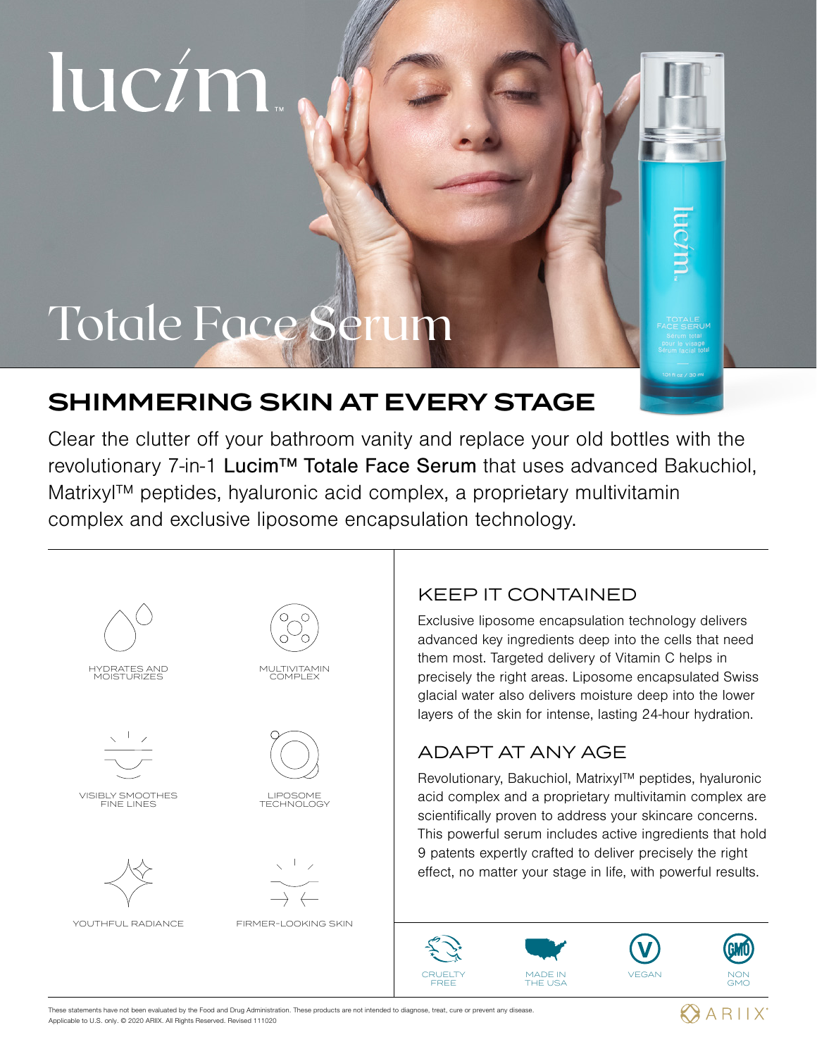# lucim™

# Totale Face Serum

## SHIMMERING SKIN AT EVERY STAGE

Clear the clutter off your bathroom vanity and replace your old bottles with the revolutionary 7-in-1 **Lucim™ Totale Face Serum** that uses advanced Bakuchiol, Matrixyl™ peptides, hyaluronic acid complex, a proprietary multivitamin complex and exclusive liposome encapsulation technology.

- HYDRATES AND MOISTURIZES
- MULTIVITAMIN COMPLEX
- VISIBLY SMOOTHES FINE LINES
- LIPOSOME TECHNOLOGY
- YOUTHFUL RADIANCE
- FIRMER-LOOKING SKIN

### KEEP IT CONTAINED

Exclusive liposome encapsulation technology delivers advanced key ingredients deep into the cells that need them most. Targeted delivery of Vitamin C helps in precisely the right areas. Liposome encapsulated Swiss glacial water also delivers moisture deep into the lower layers of the skin for intense, lasting 24-hour hydration.

### ADAPT AT ANY AGE

Revolutionary, Bakuchiol, Matrixyl™ peptides, hyaluronic acid complex and a proprietary multivitamin complex are scientifically proven to address your skincare concerns. This powerful serum includes active ingredients that hold 9 patents expertly crafted to deliver precisely the right effect, no matter your stage in life, with powerful results.

CRUELTY FREE | MADE IN THE USA | VEGAN | NON GMO

These statements have not been evaluated by the Food and Drug Administration. These products are not intended to diagnose, treat, cure or prevent any disease. Applicable to U.S. only. © 2020 ARIIX. All Rights Reserved. Revised 111020

ARIIX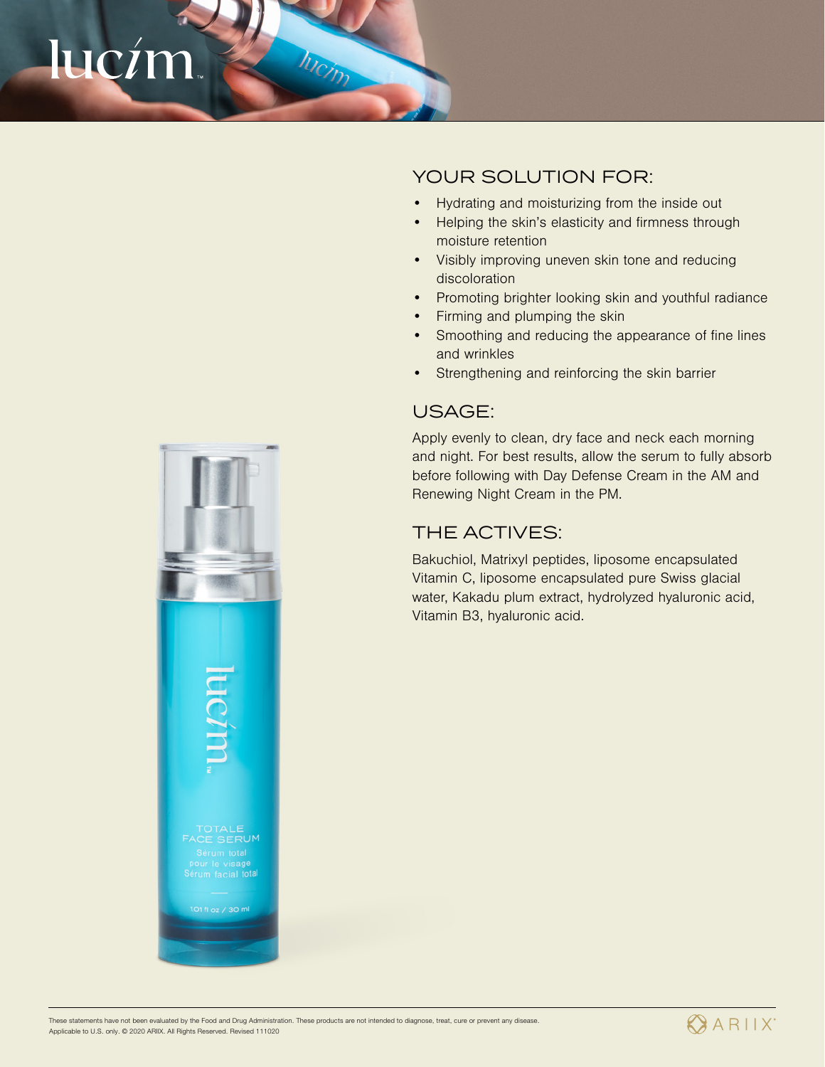# lucím

## YOUR SOLUTION FOR:

- Hydrating and moisturizing from the inside out
- Helping the skin's elasticity and firmness through moisture retention
- Visibly improving uneven skin tone and reducing discoloration
- Promoting brighter looking skin and youthful radiance
- Firming and plumping the skin
- Smoothing and reducing the appearance of fine lines and wrinkles
- Strengthening and reinforcing the skin barrier

## USAGE:

Apply evenly to clean, dry face and neck each morning and night. For best results, allow the serum to fully absorb before following with Day Defense Cream in the AM and Renewing Night Cream in the PM.

## THE ACTIVES:

Bakuchiol, Matrixyl peptides, liposome encapsulated Vitamin C, liposome encapsulated pure Swiss glacial water, Kakadu plum extract, hydrolyzed hyaluronic acid, Vitamin B3, hyaluronic acid.

These statements have not been evaluated by the Food and Drug Administration. These products are not intended to diagnose, treat, cure or prevent any disease.
Applicable to U.S. only. © 2020 ARIIX. All Rights Reserved. Revised 111020

ARIIX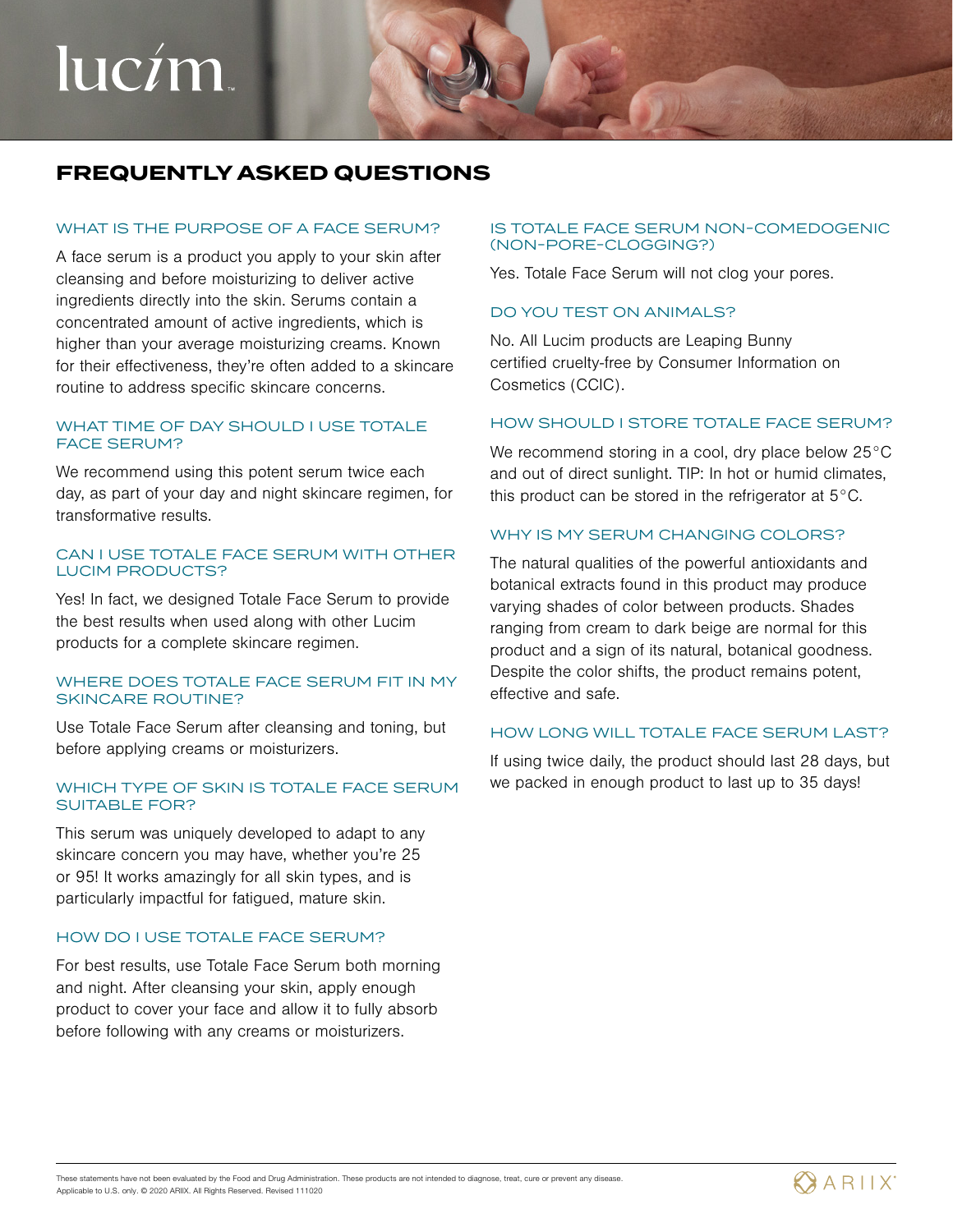lucim

# FREQUENTLY ASKED QUESTIONS

### WHAT IS THE PURPOSE OF A FACE SERUM?

A face serum is a product you apply to your skin after cleansing and before moisturizing to deliver active ingredients directly into the skin. Serums contain a concentrated amount of active ingredients, which is higher than your average moisturizing creams. Known for their effectiveness, they're often added to a skincare routine to address specific skincare concerns.

### WHAT TIME OF DAY SHOULD I USE TOTALE FACE SERUM?

We recommend using this potent serum twice each day, as part of your day and night skincare regimen, for transformative results.

### CAN I USE TOTALE FACE SERUM WITH OTHER LUCIM PRODUCTS?

Yes! In fact, we designed Totale Face Serum to provide the best results when used along with other Lucim products for a complete skincare regimen.

### WHERE DOES TOTALE FACE SERUM FIT IN MY SKINCARE ROUTINE?

Use Totale Face Serum after cleansing and toning, but before applying creams or moisturizers.

### WHICH TYPE OF SKIN IS TOTALE FACE SERUM SUITABLE FOR?

This serum was uniquely developed to adapt to any skincare concern you may have, whether you're 25 or 95! It works amazingly for all skin types, and is particularly impactful for fatigued, mature skin.

### HOW DO I USE TOTALE FACE SERUM?

For best results, use Totale Face Serum both morning and night. After cleansing your skin, apply enough product to cover your face and allow it to fully absorb before following with any creams or moisturizers.

### IS TOTALE FACE SERUM NON-COMEDOGENIC (NON-PORE-CLOGGING?)

Yes. Totale Face Serum will not clog your pores.

### DO YOU TEST ON ANIMALS?

No. All Lucim products are Leaping Bunny certified cruelty-free by Consumer Information on Cosmetics (CCIC).

### HOW SHOULD I STORE TOTALE FACE SERUM?

We recommend storing in a cool, dry place below 25°C and out of direct sunlight. TIP: In hot or humid climates, this product can be stored in the refrigerator at 5°C.

### WHY IS MY SERUM CHANGING COLORS?

The natural qualities of the powerful antioxidants and botanical extracts found in this product may produce varying shades of color between products. Shades ranging from cream to dark beige are normal for this product and a sign of its natural, botanical goodness. Despite the color shifts, the product remains potent, effective and safe.

### HOW LONG WILL TOTALE FACE SERUM LAST?

If using twice daily, the product should last 28 days, but we packed in enough product to last up to 35 days!

These statements have not been evaluated by the Food and Drug Administration. These products are not intended to diagnose, treat, cure or prevent any disease.
Applicable to U.S. only. © 2020 ARIIX. All Rights Reserved. Revised 111020

ARIIX